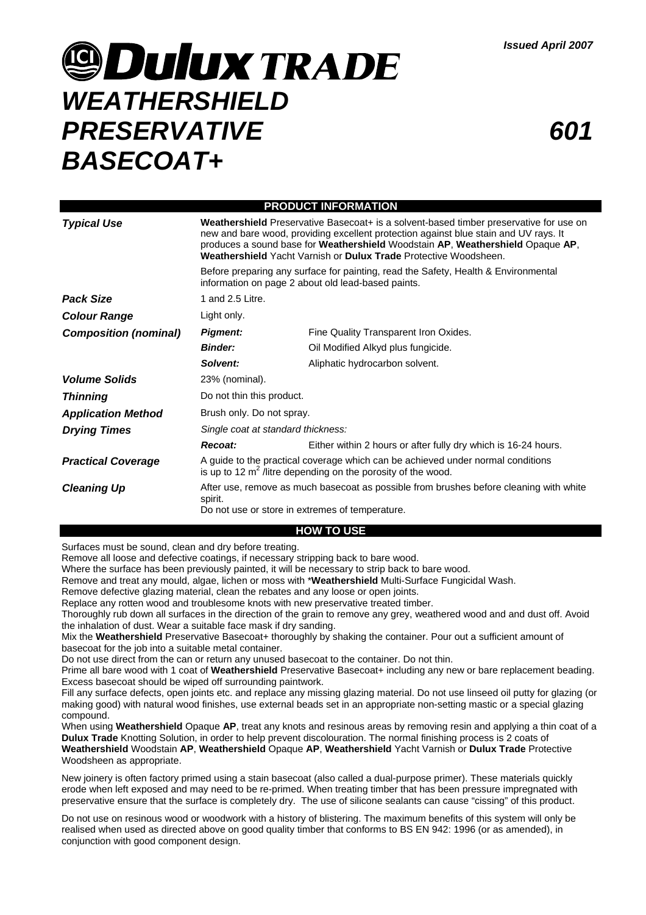*Issued April 2007*

# ICI Dulux TRADE

# *WEATHERSHIELD PRESERVATIVE BASECOAT+* *601*

## PRODUCT INFORMATION

| | | |
|---|---|---|
| ***Typical Use*** | **Weathershield** Preservative Basecoat+ is a solvent-based timber preservative for use on new and bare wood, providing excellent protection against blue stain and UV rays. It produces a sound base for **Weathershield** Woodstain **AP**, **Weathershield** Opaque **AP**, **Weathershield** Yacht Varnish or **Dulux Trade** Protective Woodsheen.<br><br>Before preparing any surface for painting, read the Safety, Health & Environmental information on page 2 about old lead-based paints. | |
| ***Pack Size*** | 1 and 2.5 Litre. | |
| ***Colour Range*** | Light only. | |
| ***Composition (nominal)*** | ***Pigment:*** | Fine Quality Transparent Iron Oxides. |
| | ***Binder:*** | Oil Modified Alkyd plus fungicide. |
| | ***Solvent:*** | Aliphatic hydrocarbon solvent. |
| ***Volume Solids*** | 23% (nominal). | |
| ***Thinning*** | Do not thin this product. | |
| ***Application Method*** | Brush only. Do not spray. | |
| ***Drying Times*** | *Single coat at standard thickness:* | |
| | ***Recoat:*** | Either within 2 hours or after fully dry which is 16-24 hours. |
| ***Practical Coverage*** | A guide to the practical coverage which can be achieved under normal conditions is up to 12 $m^2$ /litre depending on the porosity of the wood. | |
| ***Cleaning Up*** | After use, remove as much basecoat as possible from brushes before cleaning with white spirit.<br>Do not use or store in extremes of temperature. | |

## HOW TO USE

Surfaces must be sound, clean and dry before treating.
Remove all loose and defective coatings, if necessary stripping back to bare wood.
Where the surface has been previously painted, it will be necessary to strip back to bare wood.
Remove and treat any mould, algae, lichen or moss with ***Weathershield** Multi-Surface Fungicidal Wash.
Remove defective glazing material, clean the rebates and any loose or open joints.
Replace any rotten wood and troublesome knots with new preservative treated timber.
Thoroughly rub down all surfaces in the direction of the grain to remove any grey, weathered wood and and dust off. Avoid the inhalation of dust. Wear a suitable face mask if dry sanding.
Mix the **Weathershield** Preservative Basecoat+ thoroughly by shaking the container. Pour out a sufficient amount of basecoat for the job into a suitable metal container.
Do not use direct from the can or return any unused basecoat to the container. Do not thin.
Prime all bare wood with 1 coat of **Weathershield** Preservative Basecoat+ including any new or bare replacement beading. Excess basecoat should be wiped off surrounding paintwork.
Fill any surface defects, open joints etc. and replace any missing glazing material. Do not use linseed oil putty for glazing (or making good) with natural wood finishes, use external beads set in an appropriate non-setting mastic or a special glazing compound.
When using **Weathershield** Opaque **AP**, treat any knots and resinous areas by removing resin and applying a thin coat of a **Dulux Trade** Knotting Solution, in order to help prevent discolouration. The normal finishing process is 2 coats of **Weathershield** Woodstain **AP**, **Weathershield** Opaque **AP**, **Weathershield** Yacht Varnish or **Dulux Trade** Protective Woodsheen as appropriate.

New joinery is often factory primed using a stain basecoat (also called a dual-purpose primer). These materials quickly erode when left exposed and may need to be re-primed. When treating timber that has been pressure impregnated with preservative ensure that the surface is completely dry. The use of silicone sealants can cause "cissing" of this product.

Do not use on resinous wood or woodwork with a history of blistering. The maximum benefits of this system will only be realised when used as directed above on good quality timber that conforms to BS EN 942: 1996 (or as amended), in conjunction with good component design.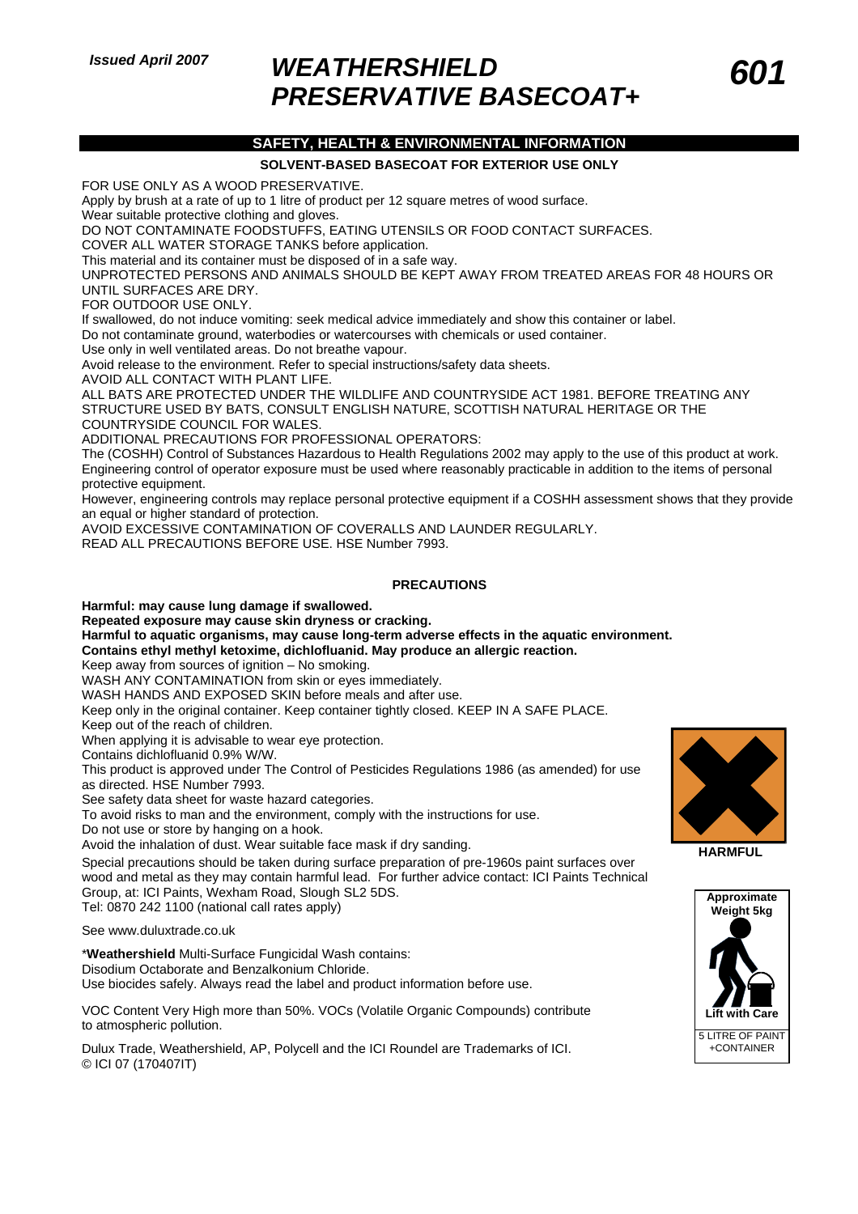*Issued April 2007*

# *WEATHERSHIELD PRESERVATIVE BASECOAT+*

# *601*

## SAFETY, HEALTH & ENVIRONMENTAL INFORMATION

**SOLVENT-BASED BASECOAT FOR EXTERIOR USE ONLY**

FOR USE ONLY AS A WOOD PRESERVATIVE.
Apply by brush at a rate of up to 1 litre of product per 12 square metres of wood surface.
Wear suitable protective clothing and gloves.
DO NOT CONTAMINATE FOODSTUFFS, EATING UTENSILS OR FOOD CONTACT SURFACES.
COVER ALL WATER STORAGE TANKS before application.
This material and its container must be disposed of in a safe way.
UNPROTECTED PERSONS AND ANIMALS SHOULD BE KEPT AWAY FROM TREATED AREAS FOR 48 HOURS OR UNTIL SURFACES ARE DRY.
FOR OUTDOOR USE ONLY.
If swallowed, do not induce vomiting: seek medical advice immediately and show this container or label.
Do not contaminate ground, waterbodies or watercourses with chemicals or used container.
Use only in well ventilated areas. Do not breathe vapour.
Avoid release to the environment. Refer to special instructions/safety data sheets.
AVOID ALL CONTACT WITH PLANT LIFE.
ALL BATS ARE PROTECTED UNDER THE WILDLIFE AND COUNTRYSIDE ACT 1981. BEFORE TREATING ANY STRUCTURE USED BY BATS, CONSULT ENGLISH NATURE, SCOTTISH NATURAL HERITAGE OR THE COUNTRYSIDE COUNCIL FOR WALES.
ADDITIONAL PRECAUTIONS FOR PROFESSIONAL OPERATORS:
The (COSHH) Control of Substances Hazardous to Health Regulations 2002 may apply to the use of this product at work. Engineering control of operator exposure must be used where reasonably practicable in addition to the items of personal protective equipment.
However, engineering controls may replace personal protective equipment if a COSHH assessment shows that they provide an equal or higher standard of protection.
AVOID EXCESSIVE CONTAMINATION OF COVERALLS AND LAUNDER REGULARLY.
READ ALL PRECAUTIONS BEFORE USE. HSE Number 7993.

### PRECAUTIONS

**Harmful: may cause lung damage if swallowed.**
**Repeated exposure may cause skin dryness or cracking.**
**Harmful to aquatic organisms, may cause long-term adverse effects in the aquatic environment.**
**Contains ethyl methyl ketoxime, dichlofluanid. May produce an allergic reaction.**
Keep away from sources of ignition – No smoking.
WASH ANY CONTAMINATION from skin or eyes immediately.
WASH HANDS AND EXPOSED SKIN before meals and after use.
Keep only in the original container. Keep container tightly closed. KEEP IN A SAFE PLACE.
Keep out of the reach of children.
When applying it is advisable to wear eye protection.
Contains dichlofluanid 0.9% W/W.
This product is approved under The Control of Pesticides Regulations 1986 (as amended) for use as directed. HSE Number 7993.
See safety data sheet for waste hazard categories.
To avoid risks to man and the environment, comply with the instructions for use.
Do not use or store by hanging on a hook.
Avoid the inhalation of dust. Wear suitable face mask if dry sanding.
Special precautions should be taken during surface preparation of pre-1960s paint surfaces over wood and metal as they may contain harmful lead. For further advice contact: ICI Paints Technical Group, at: ICI Paints, Wexham Road, Slough SL2 5DS.
Tel: 0870 242 1100 (national call rates apply)

HARMFUL

Approximate Weight 5kg

Lift with Care

5 LITRE OF PAINT +CONTAINER

See www.duluxtrade.co.uk

\***Weathershield** Multi-Surface Fungicidal Wash contains:
Disodium Octaborate and Benzalkonium Chloride.
Use biocides safely. Always read the label and product information before use.

VOC Content Very High more than 50%. VOCs (Volatile Organic Compounds) contribute to atmospheric pollution.

Dulux Trade, Weathershield, AP, Polycell and the ICI Roundel are Trademarks of ICI.
© ICI 07 (170407IT)